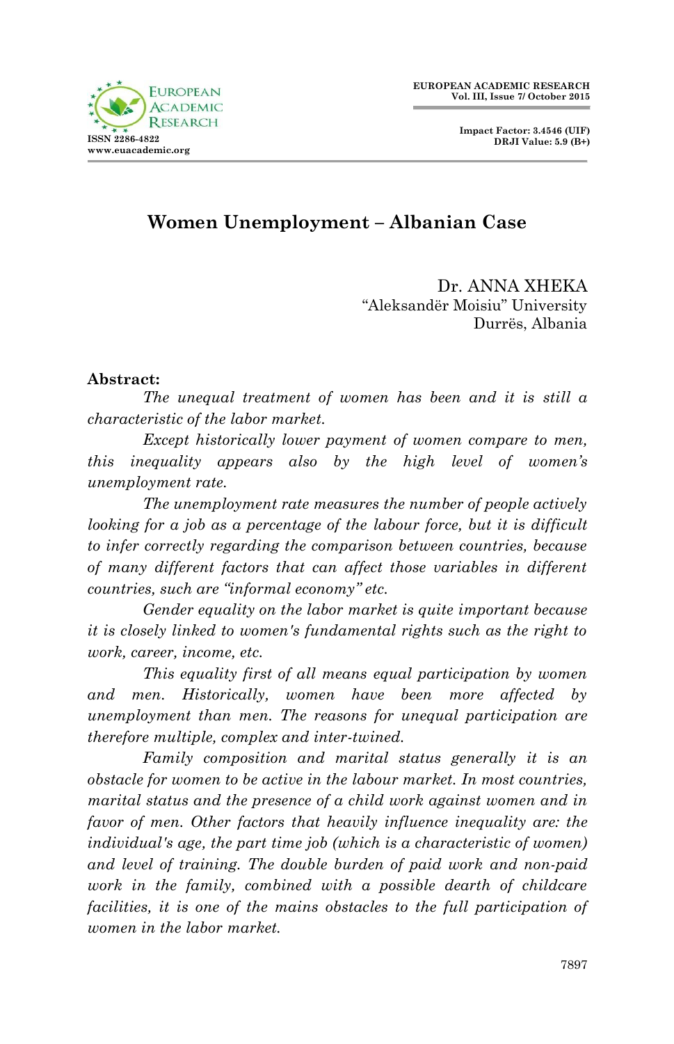# Women Unemployment – Albanian Case

Dr. ANNA XHEKA
"Aleksandër Moisiu" University
Durrës, Albania

**Abstract:**

*The unequal treatment of women has been and it is still a characteristic of the labor market.*

*Except historically lower payment of women compare to men, this inequality appears also by the high level of women's unemployment rate.*

*The unemployment rate measures the number of people actively looking for a job as a percentage of the labour force, but it is difficult to infer correctly regarding the comparison between countries, because of many different factors that can affect those variables in different countries, such are "informal economy" etc.*

*Gender equality on the labor market is quite important because it is closely linked to women's fundamental rights such as the right to work, career, income, etc.*

*This equality first of all means equal participation by women and men. Historically, women have been more affected by unemployment than men. The reasons for unequal participation are therefore multiple, complex and inter-twined.*

*Family composition and marital status generally it is an obstacle for women to be active in the labour market. In most countries, marital status and the presence of a child work against women and in favor of men. Other factors that heavily influence inequality are: the individual's age, the part time job (which is a characteristic of women) and level of training. The double burden of paid work and non-paid work in the family, combined with a possible dearth of childcare facilities, it is one of the mains obstacles to the full participation of women in the labor market.*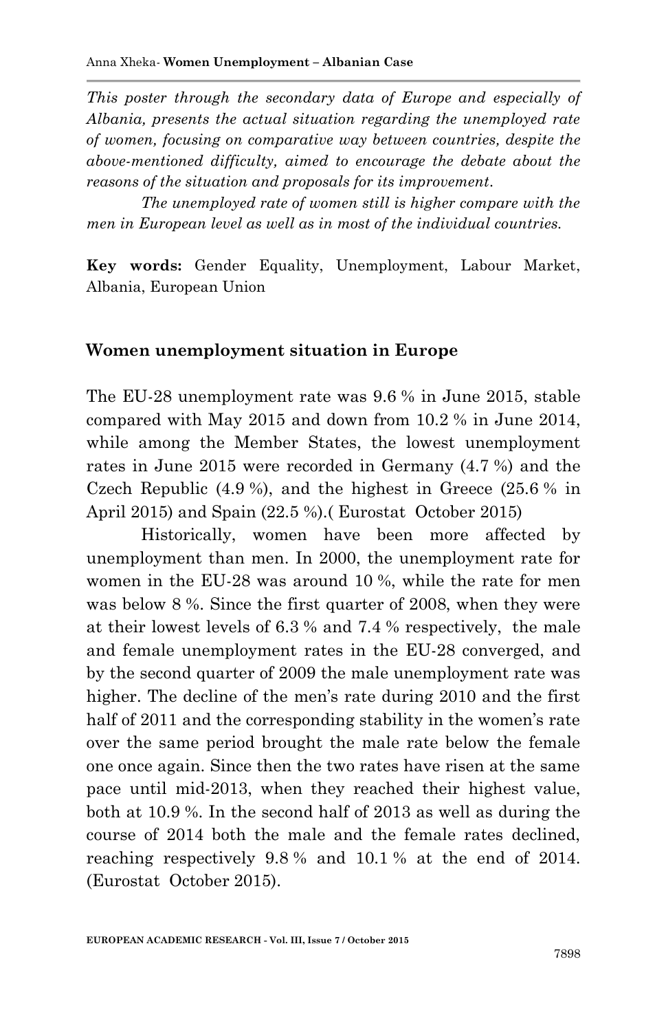*This poster through the secondary data of Europe and especially of Albania, presents the actual situation regarding the unemployed rate of women, focusing on comparative way between countries, despite the above-mentioned difficulty, aimed to encourage the debate about the reasons of the situation and proposals for its improvement.*

*The unemployed rate of women still is higher compare with the men in European level as well as in most of the individual countries.*

**Key words:** Gender Equality, Unemployment, Labour Market, Albania, European Union

## Women unemployment situation in Europe

The EU-28 unemployment rate was 9.6 % in June 2015, stable compared with May 2015 and down from 10.2 % in June 2014, while among the Member States, the lowest unemployment rates in June 2015 were recorded in Germany (4.7 %) and the Czech Republic (4.9 %), and the highest in Greece (25.6 % in April 2015) and Spain (22.5 %).( Eurostat October 2015)

Historically, women have been more affected by unemployment than men. In 2000, the unemployment rate for women in the EU-28 was around 10 %, while the rate for men was below 8 %. Since the first quarter of 2008, when they were at their lowest levels of 6.3 % and 7.4 % respectively, the male and female unemployment rates in the EU-28 converged, and by the second quarter of 2009 the male unemployment rate was higher. The decline of the men's rate during 2010 and the first half of 2011 and the corresponding stability in the women's rate over the same period brought the male rate below the female one once again. Since then the two rates have risen at the same pace until mid-2013, when they reached their highest value, both at 10.9 %. In the second half of 2013 as well as during the course of 2014 both the male and the female rates declined, reaching respectively 9.8 % and 10.1 % at the end of 2014. (Eurostat October 2015).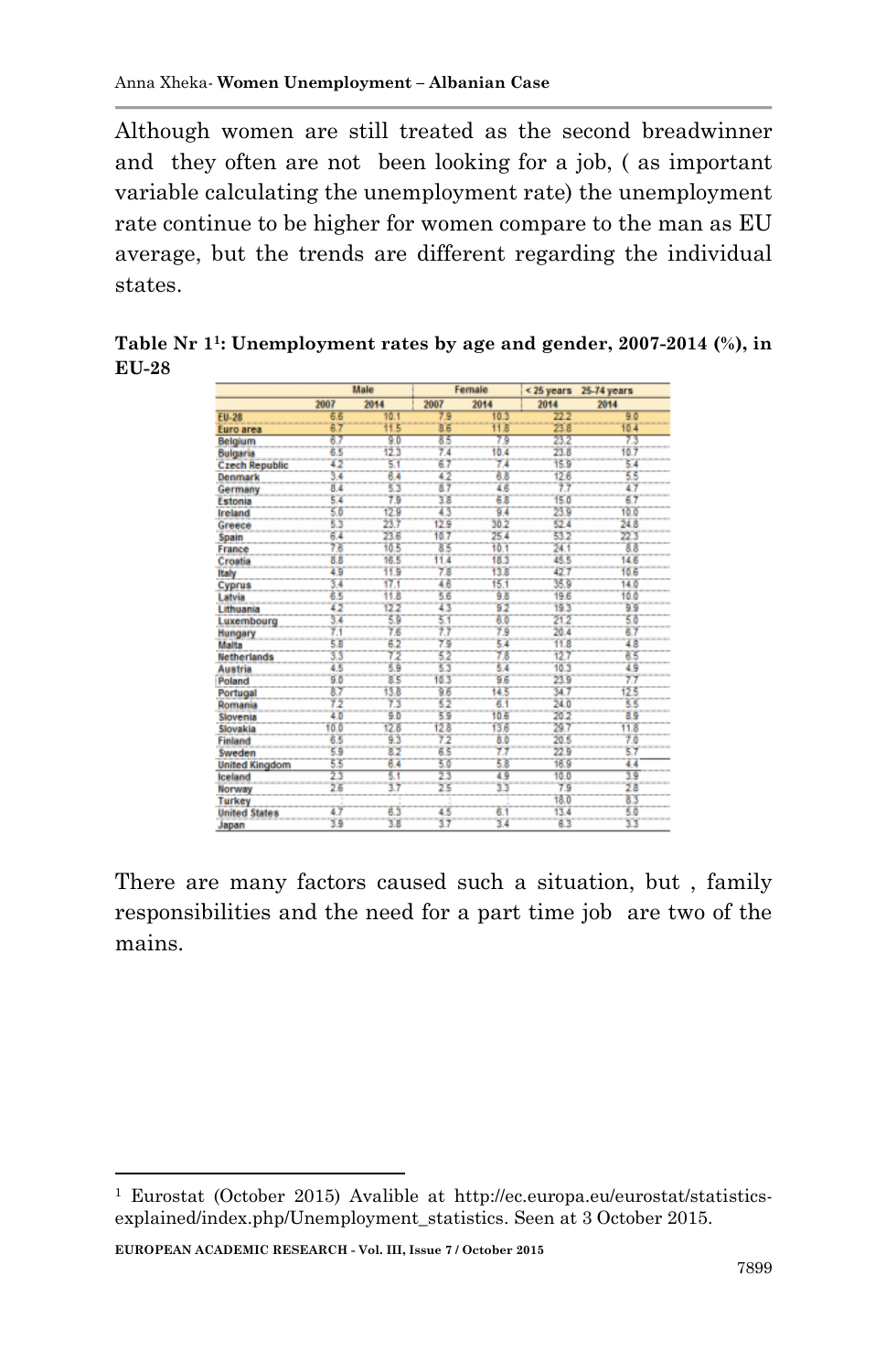Although women are still treated as the second breadwinner and they often are not been looking for a job, ( as important variable calculating the unemployment rate) the unemployment rate continue to be higher for women compare to the man as EU average, but the trends are different regarding the individual states.

**Table Nr 1[1]: Unemployment rates by age and gender, 2007-2014 (%), in EU-28**

| | Male | | Female | | < 25 years | 25-74 years |
|---|---|---|---|---|---|---|
| | 2007 | 2014 | 2007 | 2014 | 2014 | 2014 |
| EU-28 | 6.6 | 10.1 | 7.9 | 10.3 | 22.2 | 9.0 |
| Euro area | 6.7 | 11.5 | 8.6 | 11.8 | 23.8 | 10.4 |
| Belgium | 6.7 | 9.0 | 8.5 | 7.9 | 23.2 | 7.3 |
| Bulgaria | 6.5 | 12.3 | 7.4 | 10.4 | 23.8 | 10.7 |
| Czech Republic | 4.2 | 5.1 | 6.7 | 7.4 | 15.9 | 5.4 |
| Denmark | 3.4 | 6.4 | 4.2 | 6.8 | 12.6 | 5.5 |
| Germany | 8.4 | 5.3 | 8.7 | 4.6 | 7.7 | 4.7 |
| Estonia | 5.4 | 7.9 | 3.8 | 6.8 | 15.0 | 6.7 |
| Ireland | 5.0 | 12.9 | 4.3 | 9.4 | 23.9 | 10.0 |
| Greece | 5.3 | 23.7 | 12.9 | 30.2 | 52.4 | 24.8 |
| Spain | 6.4 | 23.6 | 10.7 | 25.4 | 53.2 | 22.3 |
| France | 7.6 | 10.5 | 8.5 | 10.1 | 24.1 | 8.8 |
| Croatia | 8.8 | 16.5 | 11.4 | 18.3 | 45.5 | 14.6 |
| Italy | 4.9 | 11.9 | 7.8 | 13.8 | 42.7 | 10.6 |
| Cyprus | 3.4 | 17.1 | 4.6 | 15.1 | 35.9 | 14.0 |
| Latvia | 6.5 | 11.8 | 5.6 | 9.8 | 19.6 | 10.0 |
| Lithuania | 4.2 | 12.2 | 4.3 | 9.2 | 19.3 | 9.9 |
| Luxembourg | 3.4 | 5.9 | 5.1 | 6.0 | 21.2 | 5.0 |
| Hungary | 7.1 | 7.6 | 7.7 | 7.9 | 20.4 | 6.7 |
| Malta | 5.8 | 6.2 | 7.9 | 5.4 | 11.8 | 4.8 |
| Netherlands | 3.3 | 7.2 | 5.2 | 7.8 | 12.7 | 6.5 |
| Austria | 4.5 | 5.9 | 5.3 | 5.4 | 10.3 | 4.9 |
| Poland | 9.0 | 8.5 | 10.3 | 9.6 | 23.9 | 7.7 |
| Portugal | 8.7 | 13.8 | 9.6 | 14.5 | 34.7 | 12.5 |
| Romania | 7.2 | 7.3 | 5.2 | 6.1 | 24.0 | 5.5 |
| Slovenia | 4.0 | 9.0 | 5.9 | 10.6 | 20.2 | 8.9 |
| Slovakia | 10.0 | 12.8 | 12.8 | 13.6 | 29.7 | 11.8 |
| Finland | 6.5 | 9.3 | 7.2 | 8.0 | 20.5 | 7.0 |
| Sweden | 5.9 | 8.2 | 6.5 | 7.7 | 22.9 | 5.7 |
| United Kingdom | 5.5 | 6.4 | 5.0 | 5.8 | 16.9 | 4.4 |
| Iceland | 2.3 | 5.1 | 2.3 | 4.9 | 10.0 | 3.9 |
| Norway | 2.6 | 3.7 | 2.5 | 3.3 | 7.9 | 2.8 |
| Turkey | : | : | : | : | 18.0 | 8.3 |
| United States | 4.7 | 6.3 | 4.5 | 6.1 | 13.4 | 5.0 |
| Japan | 3.9 | 3.8 | 3.7 | 3.4 | 6.3 | 3.3 |

There are many factors caused such a situation, but , family responsibilities and the need for a part time job are two of the mains.

[1] Eurostat (October 2015) Avalible at http://ec.europa.eu/eurostat/statistics-explained/index.php/Unemployment_statistics. Seen at 3 October 2015.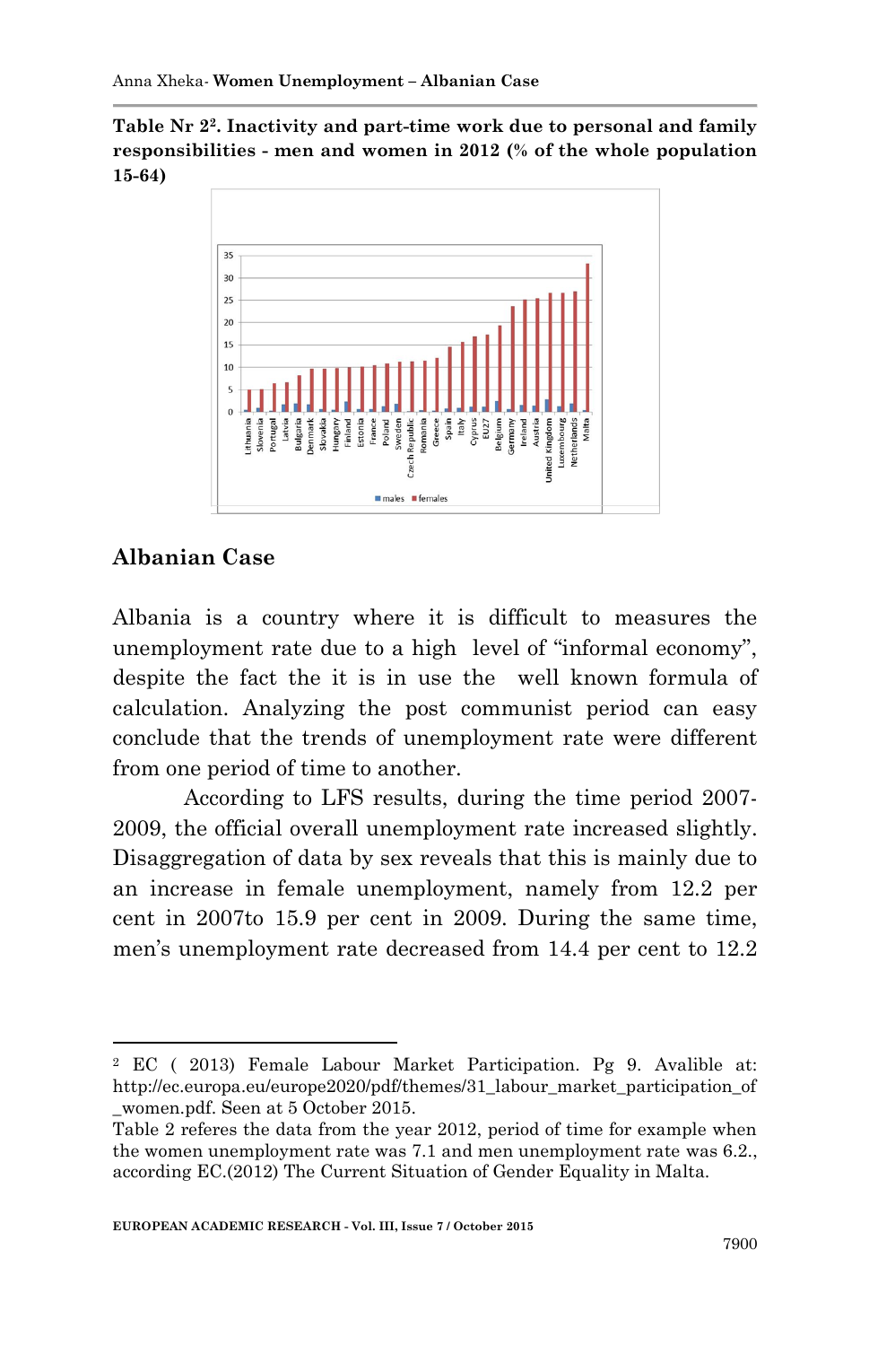**Table Nr 2[2]. Inactivity and part-time work due to personal and family responsibilities - men and women in 2012 (% of the whole population 15-64)**

## Albanian Case

Albania is a country where it is difficult to measures the unemployment rate due to a high level of "informal economy", despite the fact the it is in use the well known formula of calculation. Analyzing the post communist period can easy conclude that the trends of unemployment rate were different from one period of time to another.

According to LFS results, during the time period 2007-2009, the official overall unemployment rate increased slightly. Disaggregation of data by sex reveals that this is mainly due to an increase in female unemployment, namely from 12.2 per cent in 2007to 15.9 per cent in 2009. During the same time, men's unemployment rate decreased from 14.4 per cent to 12.2

---

[2] EC ( 2013) Female Labour Market Participation. Pg 9. Avalible at: http://ec.europa.eu/europe2020/pdf/themes/31_labour_market_participation_of_women.pdf. Seen at 5 October 2015.

Table 2 referes the data from the year 2012, period of time for example when the women unemployment rate was 7.1 and men unemployment rate was 6.2., according EC.(2012) The Current Situation of Gender Equality in Malta.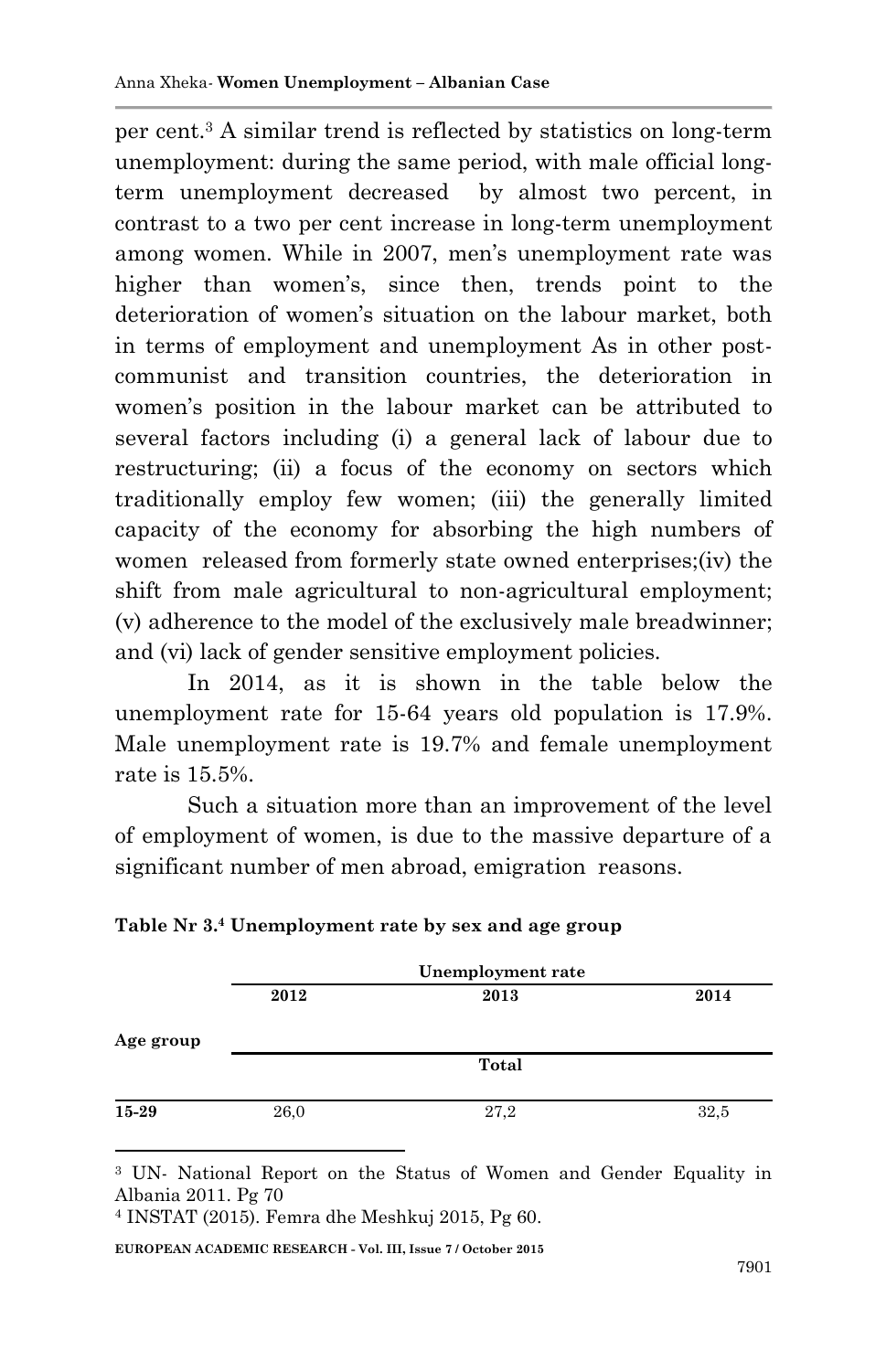per cent.[3] A similar trend is reflected by statistics on long-term unemployment: during the same period, with male official long-term unemployment decreased by almost two percent, in contrast to a two per cent increase in long-term unemployment among women. While in 2007, men's unemployment rate was higher than women's, since then, trends point to the deterioration of women's situation on the labour market, both in terms of employment and unemployment As in other post-communist and transition countries, the deterioration in women's position in the labour market can be attributed to several factors including (i) a general lack of labour due to restructuring; (ii) a focus of the economy on sectors which traditionally employ few women; (iii) the generally limited capacity of the economy for absorbing the high numbers of women released from formerly state owned enterprises;(iv) the shift from male agricultural to non-agricultural employment; (v) adherence to the model of the exclusively male breadwinner; and (vi) lack of gender sensitive employment policies.

In 2014, as it is shown in the table below the unemployment rate for 15-64 years old population is 17.9%. Male unemployment rate is 19.7% and female unemployment rate is 15.5%.

Such a situation more than an improvement of the level of employment of women, is due to the massive departure of a significant number of men abroad, emigration reasons.

**Table Nr 3.[4] Unemployment rate by sex and age group**

| Age group | Unemployment rate | | |
|---|---|---|---|
| | 2012 | 2013 | 2014 |
| | | Total | |
| **15-29** | 26,0 | 27,2 | 32,5 |

[3] UN- National Report on the Status of Women and Gender Equality in Albania 2011. Pg 70

[4] INSTAT (2015). Femra dhe Meshkuj 2015, Pg 60.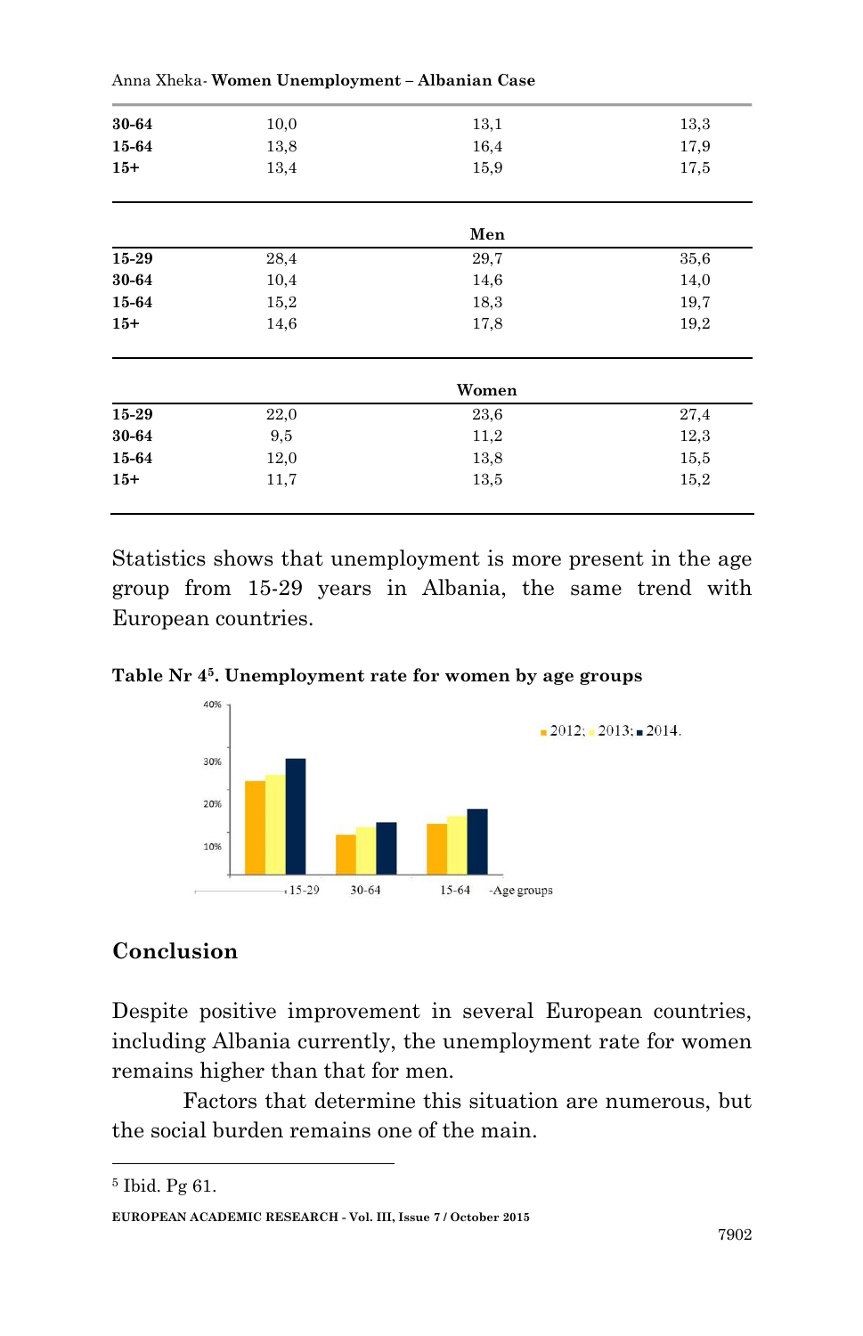| | | | |
|---|---|---|---|
| **30-64** | 10,0 | 13,1 | 13,3 |
| **15-64** | 13,8 | 16,4 | 17,9 |
| **15+** | 13,4 | 15,9 | 17,5 |
| | | **Men** | |
| **15-29** | 28,4 | 29,7 | 35,6 |
| **30-64** | 10,4 | 14,6 | 14,0 |
| **15-64** | 15,2 | 18,3 | 19,7 |
| **15+** | 14,6 | 17,8 | 19,2 |
| | | **Women** | |
| **15-29** | 22,0 | 23,6 | 27,4 |
| **30-64** | 9,5 | 11,2 | 12,3 |
| **15-64** | 12,0 | 13,8 | 15,5 |
| **15+** | 11,7 | 13,5 | 15,2 |

Statistics shows that unemployment is more present in the age group from 15-29 years in Albania, the same trend with European countries.

**Table Nr 4[5]. Unemployment rate for women by age groups**

## Conclusion

Despite positive improvement in several European countries, including Albania currently, the unemployment rate for women remains higher than that for men.

Factors that determine this situation are numerous, but the social burden remains one of the main.

[5] Ibid. Pg 61.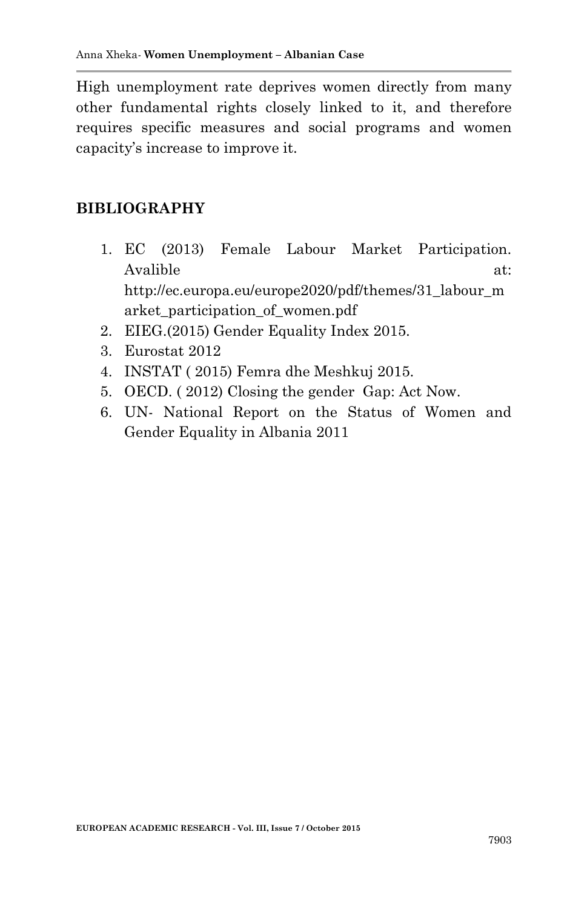High unemployment rate deprives women directly from many other fundamental rights closely linked to it, and therefore requires specific measures and social programs and women capacity's increase to improve it.

## BIBLIOGRAPHY

1. EC (2013) Female Labour Market Participation. Avalible at: http://ec.europa.eu/europe2020/pdf/themes/31_labour_market_participation_of_women.pdf
2. EIEG.(2015) Gender Equality Index 2015.
3. Eurostat 2012
4. INSTAT ( 2015) Femra dhe Meshkuj 2015.
5. OECD. ( 2012) Closing the gender Gap: Act Now.
6. UN- National Report on the Status of Women and Gender Equality in Albania 2011